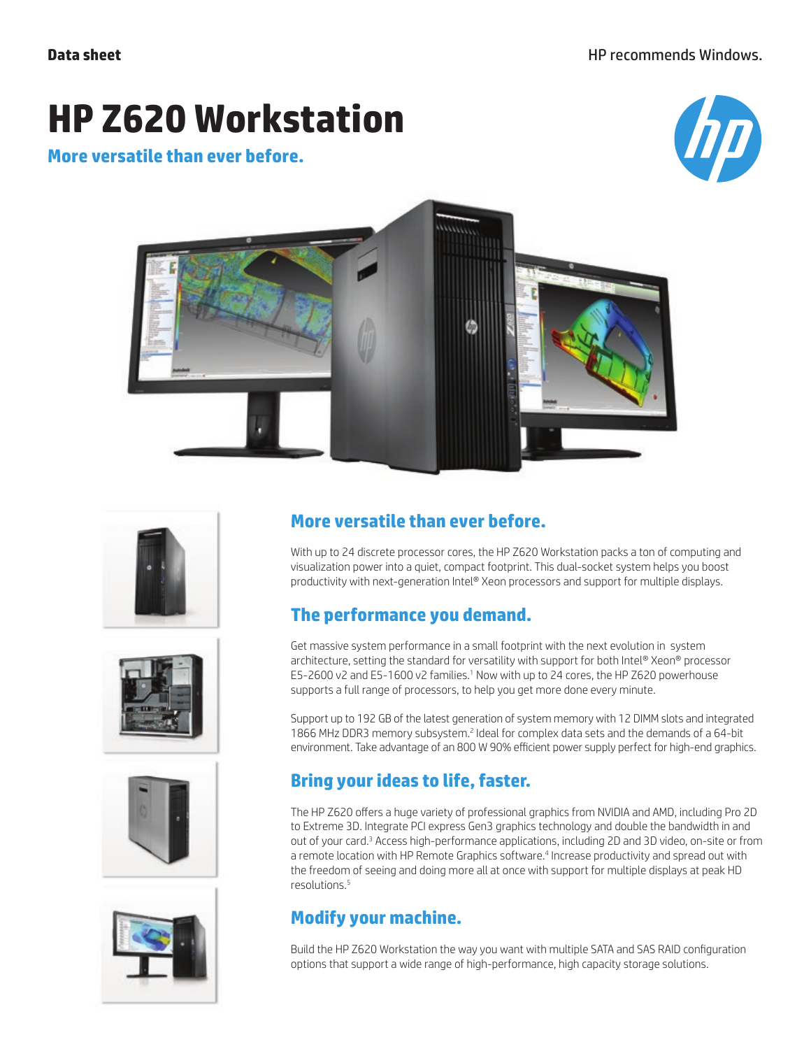Data sheet

HP recommends Windows.

# HP Z620 Workstation

**More versatile than ever before.**

## More versatile than ever before.

With up to 24 discrete processor cores, the HP Z620 Workstation packs a ton of computing and visualization power into a quiet, compact footprint. This dual-socket system helps you boost productivity with next-generation Intel® Xeon processors and support for multiple displays.

## The performance you demand.

Get massive system performance in a small footprint with the next evolution in system architecture, setting the standard for versatility with support for both Intel® Xeon® processor E5-2600 v2 and E5-1600 v2 families.[1] Now with up to 24 cores, the HP Z620 powerhouse supports a full range of processors, to help you get more done every minute.

Support up to 192 GB of the latest generation of system memory with 12 DIMM slots and integrated 1866 MHz DDR3 memory subsystem.[2] Ideal for complex data sets and the demands of a 64-bit environment. Take advantage of an 800 W 90% efficient power supply perfect for high-end graphics.

## Bring your ideas to life, faster.

The HP Z620 offers a huge variety of professional graphics from NVIDIA and AMD, including Pro 2D to Extreme 3D. Integrate PCI express Gen3 graphics technology and double the bandwidth in and out of your card.[3] Access high-performance applications, including 2D and 3D video, on-site or from a remote location with HP Remote Graphics software.[4] Increase productivity and spread out with the freedom of seeing and doing more all at once with support for multiple displays at peak HD resolutions.[5]

## Modify your machine.

Build the HP Z620 Workstation the way you want with multiple SATA and SAS RAID configuration options that support a wide range of high-performance, high capacity storage solutions.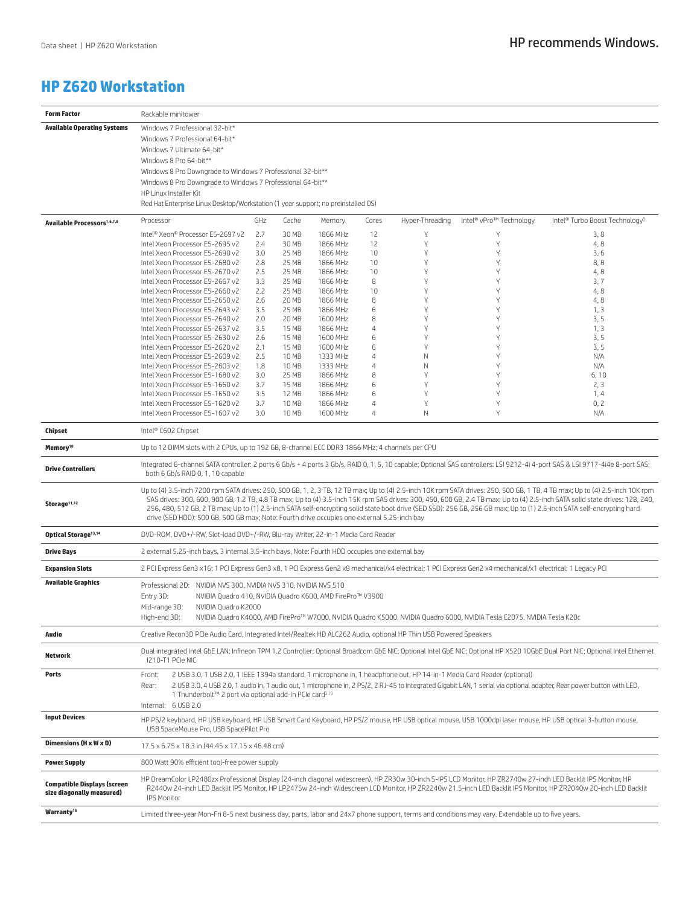# HP Z620 Workstation

| | |
|---|---|
| **Form Factor** | Rackable minitower |
| **Available Operating Systems** | Windows 7 Professional 32-bit*<br>Windows 7 Professional 64-bit*<br>Windows 7 Ultimate 64-bit*<br>Windows 8 Pro 64-bit**<br>Windows 8 Pro Downgrade to Windows 7 Professional 32-bit**<br>Windows 8 Pro Downgrade to Windows 7 Professional 64-bit**<br>HP Linux Installer Kit<br>Red Hat Enterprise Linux Desktop/Workstation (1 year support; no preinstalled OS) |

**Available Processors[1,6,7,8]**

| Processor | GHz | Cache | Memory | Cores | Hyper-Threading | Intel® vPro™ Technology | Intel® Turbo Boost Technology[9] |
|---|---|---|---|---|---|---|---|
| Intel® Xeon® Processor E5-2697 v2 | 2.7 | 30 MB | 1866 MHz | 12 | Y | Y | 3, 8 |
| Intel Xeon Processor E5-2695 v2 | 2.4 | 30 MB | 1866 MHz | 12 | Y | Y | 4, 8 |
| Intel Xeon Processor E5-2690 v2 | 3.0 | 25 MB | 1866 MHz | 10 | Y | Y | 3, 6 |
| Intel Xeon Processor E5-2680 v2 | 2.8 | 25 MB | 1866 MHz | 10 | Y | Y | 8, 8 |
| Intel Xeon Processor E5-2670 v2 | 2.5 | 25 MB | 1866 MHz | 10 | Y | Y | 4, 8 |
| Intel Xeon Processor E5-2667 v2 | 3.3 | 25 MB | 1866 MHz | 8 | Y | Y | 3, 7 |
| Intel Xeon Processor E5-2660 v2 | 2.2 | 25 MB | 1866 MHz | 10 | Y | Y | 4, 8 |
| Intel Xeon Processor E5-2650 v2 | 2.6 | 20 MB | 1866 MHz | 8 | Y | Y | 4, 8 |
| Intel Xeon Processor E5-2643 v2 | 3.5 | 25 MB | 1866 MHz | 6 | Y | Y | 1, 3 |
| Intel Xeon Processor E5-2640 v2 | 2.0 | 20 MB | 1600 MHz | 8 | Y | Y | 3, 5 |
| Intel Xeon Processor E5-2637 v2 | 3.5 | 15 MB | 1866 MHz | 4 | Y | Y | 1, 3 |
| Intel Xeon Processor E5-2630 v2 | 2.6 | 15 MB | 1600 MHz | 6 | Y | Y | 3, 5 |
| Intel Xeon Processor E5-2620 v2 | 2.1 | 15 MB | 1600 MHz | 6 | Y | Y | 3, 5 |
| Intel Xeon Processor E5-2609 v2 | 2.5 | 10 MB | 1333 MHz | 4 | N | Y | N/A |
| Intel Xeon Processor E5-2603 v2 | 1.8 | 10 MB | 1333 MHz | 4 | N | Y | N/A |
| Intel Xeon Processor E5-1680 v2 | 3.0 | 25 MB | 1866 MHz | 8 | Y | Y | 6, 10 |
| Intel Xeon Processor E5-1660 v2 | 3.7 | 15 MB | 1866 MHz | 6 | Y | Y | 2, 3 |
| Intel Xeon Processor E5-1650 v2 | 3.5 | 12 MB | 1866 MHz | 6 | Y | Y | 1, 4 |
| Intel Xeon Processor E5-1620 v2 | 3.7 | 10 MB | 1866 MHz | 4 | Y | Y | 0, 2 |
| Intel Xeon Processor E5-1607 v2 | 3.0 | 10 MB | 1600 MHz | 4 | N | Y | N/A |

| | |
|---|---|
| **Chipset** | Intel® C602 Chipset |
| **Memory[10]** | Up to 12 DIMM slots with 2 CPUs, up to 192 GB, 8-channel ECC DDR3 1866 MHz; 4 channels per CPU |
| **Drive Controllers** | Integrated 6-channel SATA controller: 2 ports 6 Gb/s + 4 ports 3 Gb/s, RAID 0, 1, 5, 10 capable; Optional SAS controllers: LSI 9212-4i 4-port SAS & LSI 9717-4i4e 8-port SAS; both 6 Gb/s RAID 0, 1, 10 capable |
| **Storage[11,12]** | Up to (4) 3.5-inch 7200 rpm SATA drives: 250, 500 GB, 1, 2, 3 TB, 12 TB max; Up to (4) 2.5-inch 10K rpm SATA drives: 250, 500 GB, 1 TB, 4 TB max; Up to (4) 2.5-inch 10K rpm SAS drives: 300, 600, 900 GB, 1.2 TB, 4.8 TB max; Up to (4) 3.5-inch 15K rpm SAS drives: 300, 450, 600 GB, 2.4 TB max; Up to (4) 2.5-inch SATA solid state drives: 128, 240, 256, 480, 512 GB, 2 TB max; Up to (1) 2.5-inch SATA self-encrypting solid state boot drive (SED SSD): 256 GB, 256 GB max; Up to (1) 2.5-inch SATA self-encrypting hard drive (SED HDD): 500 GB, 500 GB max; Note: Fourth drive occupies one external 5.25-inch bay |
| **Optical Storage[13,14]** | DVD-ROM, DVD+/-RW, Slot-load DVD+/-RW, Blu-ray Writer, 22-in-1 Media Card Reader |
| **Drive Bays** | 2 external 5.25-inch bays, 3 internal 3.5-inch bays, Note: Fourth HDD occupies one external bay |
| **Expansion Slots** | 2 PCI Express Gen3 x16; 1 PCI Express Gen3 x8, 1 PCI Express Gen2 x8 mechanical/x4 electrical; 1 PCI Express Gen2 x4 mechanical/x1 electrical; 1 Legacy PCI |
| **Available Graphics** | Professional 2D: NVIDIA NVS 300, NVIDIA NVS 310, NVIDIA NVS 510<br>Entry 3D: NVIDIA Quadro 410, NVIDIA Quadro K600, AMD FirePro™ V3900<br>Mid-range 3D: NVIDIA Quadro K2000<br>High-end 3D: NVIDIA Quadro K4000, AMD FirePro™ W7000, NVIDIA Quadro K5000, NVIDIA Quadro 6000, NVIDIA Tesla C2075, NVIDIA Tesla K20c |
| **Audio** | Creative Recon3D PCIe Audio Card, Integrated Intel/Realtek HD ALC262 Audio, optional HP Thin USB Powered Speakers |
| **Network** | Dual integrated Intel GbE LAN; Infineon TPM 1.2 Controller; Optional Broadcom GbE NIC; Optional Intel GbE NIC; Optional HP X520 10GbE Dual Port NIC; Optional Intel Ethernet I210-T1 PCIe NIC |
| **Ports** | Front: 2 USB 3.0, 1 USB 2.0, 1 IEEE 1394a standard, 1 microphone in, 1 headphone out, HP 14-in-1 Media Card Reader (optional)<br>Rear: 2 USB 3.0, 4 USB 2.0, 1 audio in, 1 audio out, 1 microphone in, 2 PS/2, 2 RJ-45 to integrated Gigabit LAN, 1 serial via optional adapter, Rear power button with LED, 1 Thunderbolt™ 2 port via optional add-in PCIe card[3,15]<br>Internal: 6 USB 2.0 |
| **Input Devices** | HP PS/2 keyboard, HP USB keyboard, HP USB Smart Card Keyboard, HP PS/2 mouse, HP USB optical mouse, USB 1000dpi laser mouse, HP USB optical 3-button mouse, USB SpaceMouse Pro, USB SpacePilot Pro |
| **Dimensions (H x W x D)** | 17.5 x 6.75 x 18.3 in (44.45 x 17.15 x 46.48 cm) |
| **Power Supply** | 800 Watt 90% efficient tool-free power supply |
| **Compatible Displays (screen size diagonally measured)** | HP DreamColor LP2480zx Professional Display (24-inch diagonal widescreen), HP ZR30w 30-inch S-IPS LCD Monitor, HP ZR2740w 27-inch LED Backlit IPS Monitor, HP R2440w 24-inch LED Backlit IPS Monitor, HP LP2475w 24-inch Widescreen LCD Monitor, HP ZR2240w 21.5-inch LED Backlit IPS Monitor, HP ZR2040w 20-inch LED Backlit IPS Monitor |
| **Warranty[16]** | Limited three-year Mon-Fri 8-5 next business day, parts, labor and 24x7 phone support, terms and conditions may vary. Extendable up to five years. |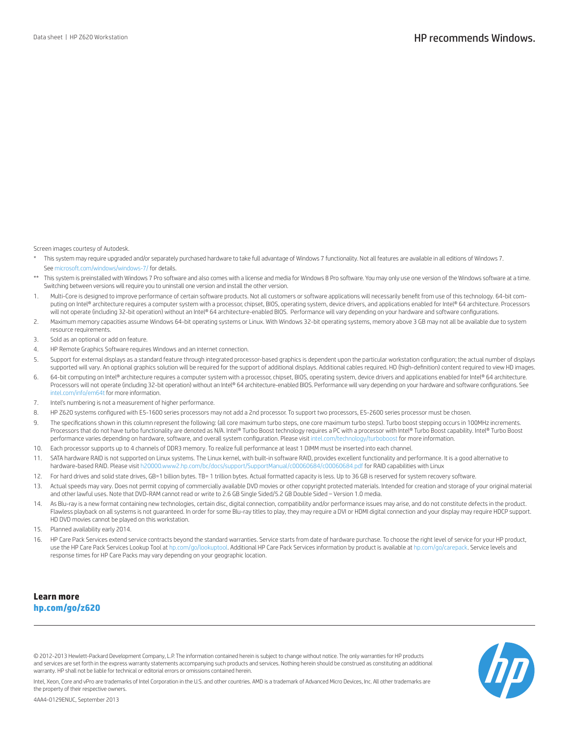Screen images courtesy of Autodesk.

\* This system may require upgraded and/or separately purchased hardware to take full advantage of Windows 7 functionality. Not all features are available in all editions of Windows 7. See microsoft.com/windows/windows-7/ for details.

\*\* This system is preinstalled with Windows 7 Pro software and also comes with a license and media for Windows 8 Pro software. You may only use one version of the Windows software at a time. Switching between versions will require you to uninstall one version and install the other version.

1. Multi-Core is designed to improve performance of certain software products. Not all customers or software applications will necessarily benefit from use of this technology. 64-bit computing on Intel® architecture requires a computer system with a processor, chipset, BIOS, operating system, device drivers, and applications enabled for Intel® 64 architecture. Processors will not operate (including 32-bit operation) without an Intel® 64 architecture-enabled BIOS. Performance will vary depending on your hardware and software configurations.
2. Maximum memory capacities assume Windows 64-bit operating systems or Linux. With Windows 32-bit operating systems, memory above 3 GB may not all be available due to system resource requirements.
3. Sold as an optional or add on feature.
4. HP Remote Graphics Software requires Windows and an internet connection.
5. Support for external displays as a standard feature through integrated processor-based graphics is dependent upon the particular workstation configuration; the actual number of displays supported will vary. An optional graphics solution will be required for the support of additional displays. Additional cables required. HD (high-definition) content required to view HD images.
6. 64-bit computing on Intel® architecture requires a computer system with a processor, chipset, BIOS, operating system, device drivers and applications enabled for Intel® 64 architecture. Processors will not operate (including 32-bit operation) without an Intel® 64 architecture-enabled BIOS. Performance will vary depending on your hardware and software configurations. See intel.com/info/em64t for more information.
7. Intel's numbering is not a measurement of higher performance.
8. HP Z620 systems configured with E5-1600 series processors may not add a 2nd processor. To support two processors, E5-2600 series processor must be chosen.
9. The specifications shown in this column represent the following: (all core maximum turbo steps, one core maximum turbo steps). Turbo boost stepping occurs in 100MHz increments. Processors that do not have turbo functionality are denoted as N/A. Intel® Turbo Boost technology requires a PC with a processor with Intel® Turbo Boost capability. Intel® Turbo Boost performance varies depending on hardware, software, and overall system configuration. Please visit intel.com/technology/turboboost for more information.
10. Each processor supports up to 4 channels of DDR3 memory. To realize full performance at least 1 DIMM must be inserted into each channel.
11. SATA hardware RAID is not supported on Linux systems. The Linux kernel, with built-in software RAID, provides excellent functionality and performance. It is a good alternative to hardware-based RAID. Please visit h20000.www2.hp.com/bc/docs/support/SupportManual/c00060684/c00060684.pdf for RAID capabilities with Linux
12. For hard drives and solid state drives, GB=1 billion bytes. TB= 1 trillion bytes. Actual formatted capacity is less. Up to 36 GB is reserved for system recovery software.
13. Actual speeds may vary. Does not permit copying of commercially available DVD movies or other copyright protected materials. Intended for creation and storage of your original material and other lawful uses. Note that DVD-RAM cannot read or write to 2.6 GB Single Sided/5.2 GB Double Sided – Version 1.0 media.
14. As Blu-ray is a new format containing new technologies, certain disc, digital connection, compatibility and/or performance issues may arise, and do not constitute defects in the product. Flawless playback on all systems is not guaranteed. In order for some Blu-ray titles to play, they may require a DVI or HDMI digital connection and your display may require HDCP support. HD DVD movies cannot be played on this workstation.
15. Planned availability early 2014.
16. HP Care Pack Services extend service contracts beyond the standard warranties. Service starts from date of hardware purchase. To choose the right level of service for your HP product, use the HP Care Pack Services Lookup Tool at hp.com/go/lookuptool. Additional HP Care Pack Services information by product is available at hp.com/go/carepack. Service levels and response times for HP Care Packs may vary depending on your geographic location.

**Learn more**
**hp.com/go/z620**

© 2012-2013 Hewlett-Packard Development Company, L.P. The information contained herein is subject to change without notice. The only warranties for HP products and services are set forth in the express warranty statements accompanying such products and services. Nothing herein should be construed as constituting an additional warranty. HP shall not be liable for technical or editorial errors or omissions contained herein.

Intel, Xeon, Core and vPro are trademarks of Intel Corporation in the U.S. and other countries. AMD is a trademark of Advanced Micro Devices, Inc. All other trademarks are the property of their respective owners.

4AA4-0129ENUC, September 2013